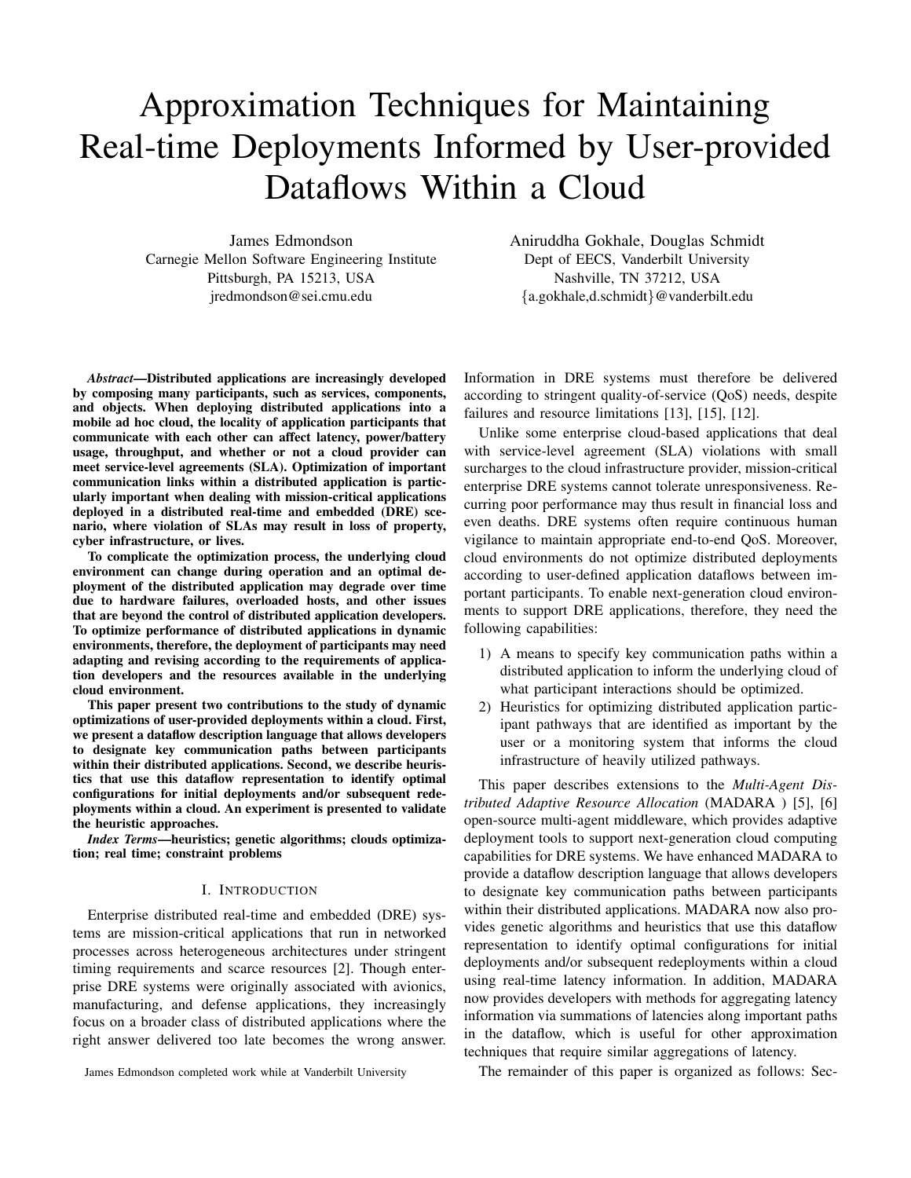# Approximation Techniques for Maintaining Real-time Deployments Informed by User-provided Dataflows Within a Cloud

James Edmondson
Carnegie Mellon Software Engineering Institute
Pittsburgh, PA 15213, USA
jredmondson@sei.cmu.edu

Aniruddha Gokhale, Douglas Schmidt
Dept of EECS, Vanderbilt University
Nashville, TN 37212, USA
{a.gokhale,d.schmidt}@vanderbilt.edu

***Abstract*—Distributed applications are increasingly developed by composing many participants, such as services, components, and objects. When deploying distributed applications into a mobile ad hoc cloud, the locality of application participants that communicate with each other can affect latency, power/battery usage, throughput, and whether or not a cloud provider can meet service-level agreements (SLA). Optimization of important communication links within a distributed application is particularly important when dealing with mission-critical applications deployed in a distributed real-time and embedded (DRE) scenario, where violation of SLAs may result in loss of property, cyber infrastructure, or lives.**

**To complicate the optimization process, the underlying cloud environment can change during operation and an optimal deployment of the distributed application may degrade over time due to hardware failures, overloaded hosts, and other issues that are beyond the control of distributed application developers. To optimize performance of distributed applications in dynamic environments, therefore, the deployment of participants may need adapting and revising according to the requirements of application developers and the resources available in the underlying cloud environment.**

**This paper present two contributions to the study of dynamic optimizations of user-provided deployments within a cloud. First, we present a dataflow description language that allows developers to designate key communication paths between participants within their distributed applications. Second, we describe heuristics that use this dataflow representation to identify optimal configurations for initial deployments and/or subsequent redeployments within a cloud. An experiment is presented to validate the heuristic approaches.**

***Index Terms*—heuristics; genetic algorithms; clouds optimization; real time; constraint problems**

## I. Introduction

Enterprise distributed real-time and embedded (DRE) systems are mission-critical applications that run in networked processes across heterogeneous architectures under stringent timing requirements and scarce resources [2]. Though enterprise DRE systems were originally associated with avionics, manufacturing, and defense applications, they increasingly focus on a broader class of distributed applications where the right answer delivered too late becomes the wrong answer. Information in DRE systems must therefore be delivered according to stringent quality-of-service (QoS) needs, despite failures and resource limitations [13], [15], [12].

Unlike some enterprise cloud-based applications that deal with service-level agreement (SLA) violations with small surcharges to the cloud infrastructure provider, mission-critical enterprise DRE systems cannot tolerate unresponsiveness. Recurring poor performance may thus result in financial loss and even deaths. DRE systems often require continuous human vigilance to maintain appropriate end-to-end QoS. Moreover, cloud environments do not optimize distributed deployments according to user-defined application dataflows between important participants. To enable next-generation cloud environments to support DRE applications, therefore, they need the following capabilities:

1) A means to specify key communication paths within a distributed application to inform the underlying cloud of what participant interactions should be optimized.
2) Heuristics for optimizing distributed application participant pathways that are identified as important by the user or a monitoring system that informs the cloud infrastructure of heavily utilized pathways.

This paper describes extensions to the *Multi-Agent Distributed Adaptive Resource Allocation* (MADARA ) [5], [6] open-source multi-agent middleware, which provides adaptive deployment tools to support next-generation cloud computing capabilities for DRE systems. We have enhanced MADARA to provide a dataflow description language that allows developers to designate key communication paths between participants within their distributed applications. MADARA now also provides genetic algorithms and heuristics that use this dataflow representation to identify optimal configurations for initial deployments and/or subsequent redeployments within a cloud using real-time latency information. In addition, MADARA now provides developers with methods for aggregating latency information via summations of latencies along important paths in the dataflow, which is useful for other approximation techniques that require similar aggregations of latency.

The remainder of this paper is organized as follows: Sec-

James Edmondson completed work while at Vanderbilt University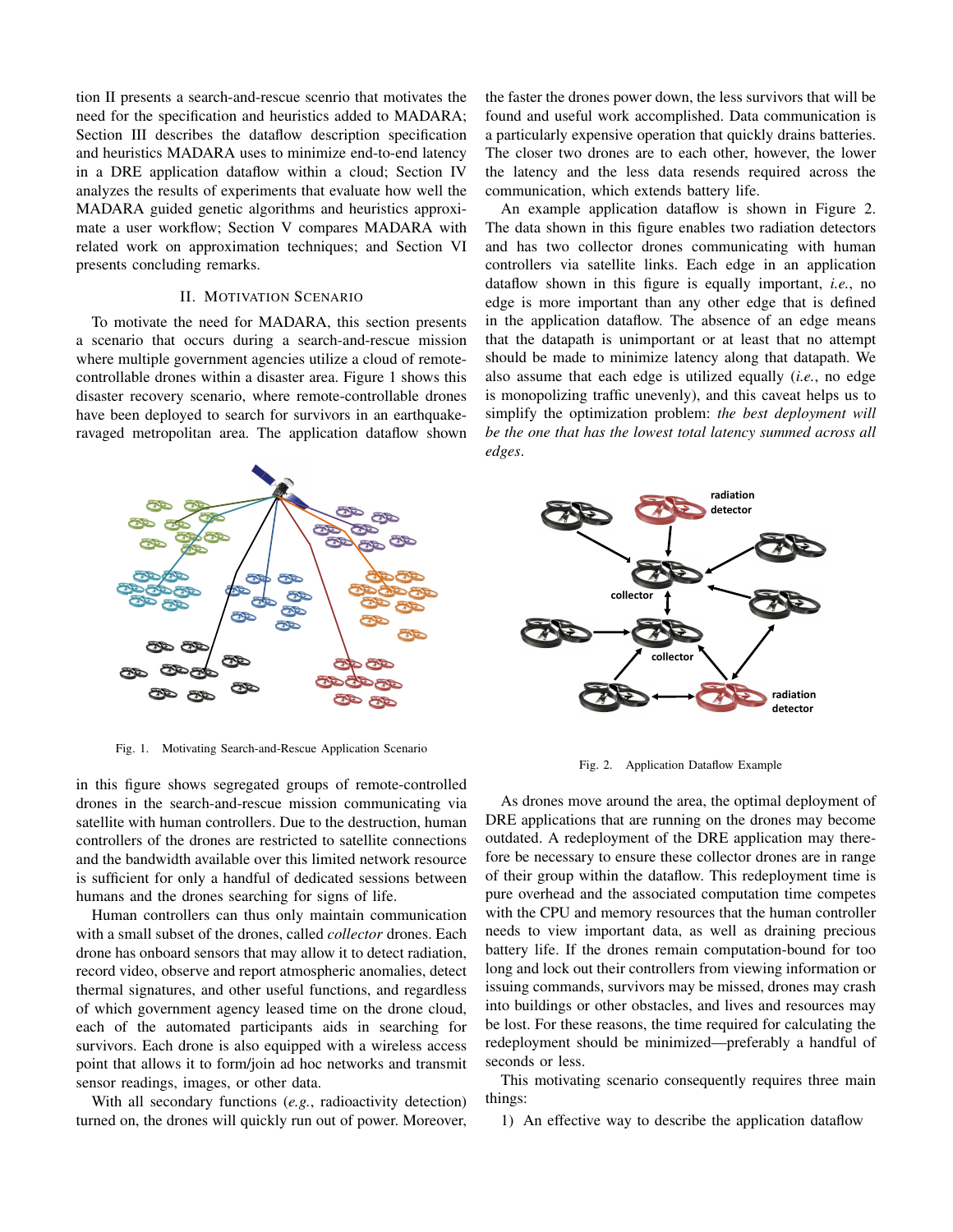tion II presents a search-and-rescue scenrio that motivates the need for the specification and heuristics added to MADARA; Section III describes the dataflow description specification and heuristics MADARA uses to minimize end-to-end latency in a DRE application dataflow within a cloud; Section IV analyzes the results of experiments that evaluate how well the MADARA guided genetic algorithms and heuristics approximate a user workflow; Section V compares MADARA with related work on approximation techniques; and Section VI presents concluding remarks.

## II. Motivation Scenario

To motivate the need for MADARA, this section presents a scenario that occurs during a search-and-rescue mission where multiple government agencies utilize a cloud of remote-controllable drones within a disaster area. Figure 1 shows this disaster recovery scenario, where remote-controllable drones have been deployed to search for survivors in an earthquake-ravaged metropolitan area. The application dataflow shown in this figure shows segregated groups of remote-controlled drones in the search-and-rescue mission communicating via satellite with human controllers. Due to the destruction, human controllers of the drones are restricted to satellite connections and the bandwidth available over this limited network resource is sufficient for only a handful of dedicated sessions between humans and the drones searching for signs of life.

Fig. 1. Motivating Search-and-Rescue Application Scenario

Human controllers can thus only maintain communication with a small subset of the drones, called *collector* drones. Each drone has onboard sensors that may allow it to detect radiation, record video, observe and report atmospheric anomalies, detect thermal signatures, and other useful functions, and regardless of which government agency leased time on the drone cloud, each of the automated participants aids in searching for survivors. Each drone is also equipped with a wireless access point that allows it to form/join ad hoc networks and transmit sensor readings, images, or other data.

With all secondary functions (*e.g.*, radioactivity detection) turned on, the drones will quickly run out of power. Moreover, the faster the drones power down, the less survivors that will be found and useful work accomplished. Data communication is a particularly expensive operation that quickly drains batteries. The closer two drones are to each other, however, the lower the latency and the less data resends required across the communication, which extends battery life.

An example application dataflow is shown in Figure 2. The data shown in this figure enables two radiation detectors and has two collector drones communicating with human controllers via satellite links. Each edge in an application dataflow shown in this figure is equally important, *i.e.*, no edge is more important than any other edge that is defined in the application dataflow. The absence of an edge means that the datapath is unimportant or at least that no attempt should be made to minimize latency along that datapath. We also assume that each edge is utilized equally (*i.e.*, no edge is monopolizing traffic unevenly), and this caveat helps us to simplify the optimization problem: *the best deployment will be the one that has the lowest total latency summed across all edges*.

radiation detector

collector

collector

radiation detector

Fig. 2. Application Dataflow Example

As drones move around the area, the optimal deployment of DRE applications that are running on the drones may become outdated. A redeployment of the DRE application may therefore be necessary to ensure these collector drones are in range of their group within the dataflow. This redeployment time is pure overhead and the associated computation time competes with the CPU and memory resources that the human controller needs to view important data, as well as draining precious battery life. If the drones remain computation-bound for too long and lock out their controllers from viewing information or issuing commands, survivors may be missed, drones may crash into buildings or other obstacles, and lives and resources may be lost. For these reasons, the time required for calculating the redeployment should be minimized—preferably a handful of seconds or less.

This motivating scenario consequently requires three main things:

1) An effective way to describe the application dataflow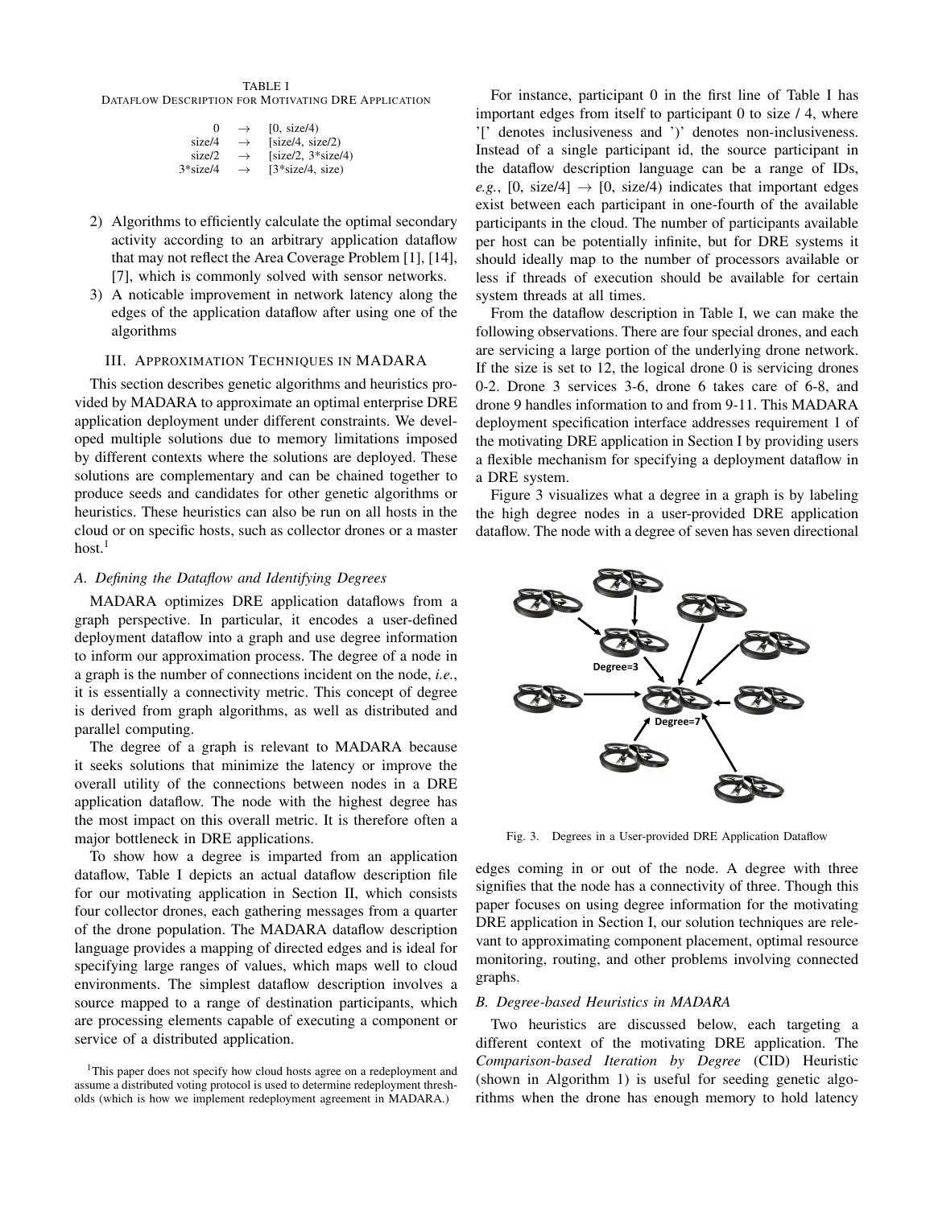TABLE I
DATAFLOW DESCRIPTION FOR MOTIVATING DRE APPLICATION

| | | |
|---|---|---|
| 0 | → | [0, size/4) |
| size/4 | → | [size/4, size/2) |
| size/2 | → | [size/2, 3*size/4) |
| 3*size/4 | → | [3*size/4, size) |

2) Algorithms to efficiently calculate the optimal secondary activity according to an arbitrary application dataflow that may not reflect the Area Coverage Problem [1], [14], [7], which is commonly solved with sensor networks.
3) A noticable improvement in network latency along the edges of the application dataflow after using one of the algorithms

## III. Approximation Techniques in MADARA

This section describes genetic algorithms and heuristics provided by MADARA to approximate an optimal enterprise DRE application deployment under different constraints. We developed multiple solutions due to memory limitations imposed by different contexts where the solutions are deployed. These solutions are complementary and can be chained together to produce seeds and candidates for other genetic algorithms or heuristics. These heuristics can also be run on all hosts in the cloud or on specific hosts, such as collector drones or a master host.[1]

### *A. Defining the Dataflow and Identifying Degrees*

MADARA optimizes DRE application dataflows from a graph perspective. In particular, it encodes a user-defined deployment dataflow into a graph and use degree information to inform our approximation process. The degree of a node in a graph is the number of connections incident on the node, *i.e.*, it is essentially a connectivity metric. This concept of degree is derived from graph algorithms, as well as distributed and parallel computing.

The degree of a graph is relevant to MADARA because it seeks solutions that minimize the latency or improve the overall utility of the connections between nodes in a DRE application dataflow. The node with the highest degree has the most impact on this overall metric. It is therefore often a major bottleneck in DRE applications.

To show how a degree is imparted from an application dataflow, Table I depicts an actual dataflow description file for our motivating application in Section II, which consists four collector drones, each gathering messages from a quarter of the drone population. The MADARA dataflow description language provides a mapping of directed edges and is ideal for specifying large ranges of values, which maps well to cloud environments. The simplest dataflow description involves a source mapped to a range of destination participants, which are processing elements capable of executing a component or service of a distributed application.

For instance, participant 0 in the first line of Table I has important edges from itself to participant 0 to size / 4, where '[' denotes inclusiveness and ')' denotes non-inclusiveness. Instead of a single participant id, the source participant in the dataflow description language can be a range of IDs, *e.g.*, [0, size/4] → [0, size/4) indicates that important edges exist between each participant in one-fourth of the available participants in the cloud. The number of participants available per host can be potentially infinite, but for DRE systems it should ideally map to the number of processors available or less if threads of execution should be available for certain system threads at all times.

From the dataflow description in Table I, we can make the following observations. There are four special drones, and each are servicing a large portion of the underlying drone network. If the size is set to 12, the logical drone 0 is servicing drones 0-2. Drone 3 services 3-6, drone 6 takes care of 6-8, and drone 9 handles information to and from 9-11. This MADARA deployment specification interface addresses requirement 1 of the motivating DRE application in Section I by providing users a flexible mechanism for specifying a deployment dataflow in a DRE system.

Figure 3 visualizes what a degree in a graph is by labeling the high degree nodes in a user-provided DRE application dataflow. The node with a degree of seven has seven directional edges coming in or out of the node. A degree with three signifies that the node has a connectivity of three. Though this paper focuses on using degree information for the motivating DRE application in Section I, our solution techniques are relevant to approximating component placement, optimal resource monitoring, routing, and other problems involving connected graphs.

Degree=3

Degree=7

Fig. 3. Degrees in a User-provided DRE Application Dataflow

### *B. Degree-based Heuristics in MADARA*

Two heuristics are discussed below, each targeting a different context of the motivating DRE application. The *Comparison-based Iteration by Degree* (CID) Heuristic (shown in Algorithm 1) is useful for seeding genetic algorithms when the drone has enough memory to hold latency

[1]This paper does not specify how cloud hosts agree on a redeployment and assume a distributed voting protocol is used to determine redeployment thresholds (which is how we implement redeployment agreement in MADARA.)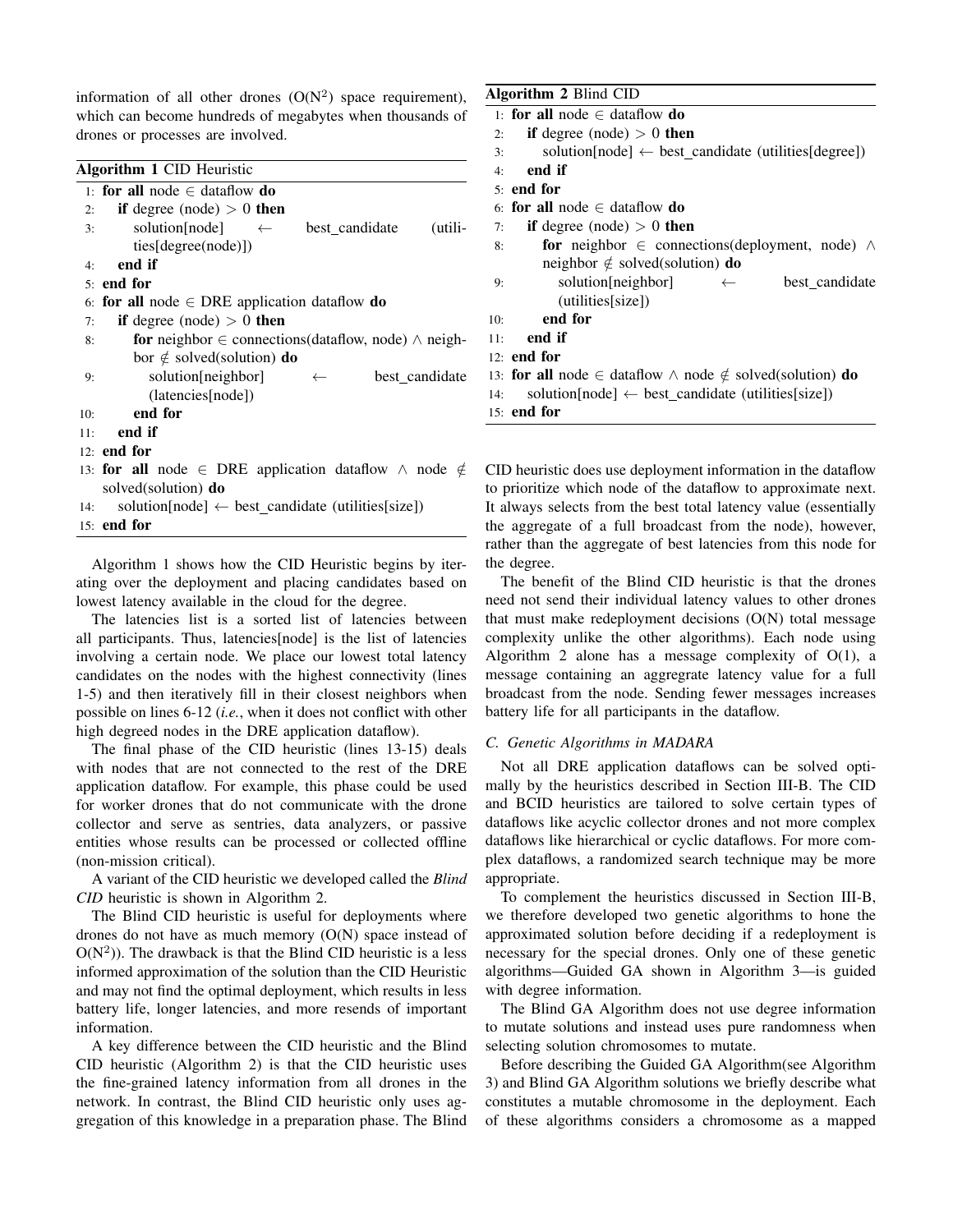information of all other drones ($O(N^2)$ space requirement), which can become hundreds of megabytes when thousands of drones or processes are involved.

**Algorithm 1** CID Heuristic

```
1:  for all node ∈ dataflow do
2:     if degree (node) > 0 then
3:        solution[node] ← best_candidate (utilities[degree(node)])
4:     end if
5:  end for
6:  for all node ∈ DRE application dataflow do
7:     if degree (node) > 0 then
8:        for neighbor ∈ connections(dataflow, node) ∧ neighbor ∉ solved(solution) do
9:           solution[neighbor] ← best_candidate (latencies[node])
10:       end for
11:    end if
12: end for
13: for all node ∈ DRE application dataflow ∧ node ∉ solved(solution) do
14:    solution[node] ← best_candidate (utilities[size])
15: end for
```

Algorithm 1 shows how the CID Heuristic begins by iterating over the deployment and placing candidates based on lowest latency available in the cloud for the degree.

The latencies list is a sorted list of latencies between all participants. Thus, latencies[node] is the list of latencies involving a certain node. We place our lowest total latency candidates on the nodes with the highest connectivity (lines 1-5) and then iteratively fill in their closest neighbors when possible on lines 6-12 (*i.e.*, when it does not conflict with other high degreed nodes in the DRE application dataflow).

The final phase of the CID heuristic (lines 13-15) deals with nodes that are not connected to the rest of the DRE application dataflow. For example, this phase could be used for worker drones that do not communicate with the drone collector and serve as sentries, data analyzers, or passive entities whose results can be processed or collected offline (non-mission critical).

A variant of the CID heuristic we developed called the *Blind CID* heuristic is shown in Algorithm 2.

The Blind CID heuristic is useful for deployments where drones do not have as much memory ($O(N)$ space instead of $O(N^2)$). The drawback is that the Blind CID heuristic is a less informed approximation of the solution than the CID Heuristic and may not find the optimal deployment, which results in less battery life, longer latencies, and more resends of important information.

A key difference between the CID heuristic and the Blind CID heuristic (Algorithm 2) is that the CID heuristic uses the fine-grained latency information from all drones in the network. In contrast, the Blind CID heuristic only uses aggregation of this knowledge in a preparation phase. The Blind CID heuristic does use deployment information in the dataflow to prioritize which node of the dataflow to approximate next. It always selects from the best total latency value (essentially the aggregate of a full broadcast from the node), however, rather than the aggregate of best latencies from this node for the degree.

**Algorithm 2** Blind CID

```
1:  for all node ∈ dataflow do
2:     if degree (node) > 0 then
3:        solution[node] ← best_candidate (utilities[degree])
4:     end if
5:  end for
6:  for all node ∈ dataflow do
7:     if degree (node) > 0 then
8:        for neighbor ∈ connections(deployment, node) ∧ neighbor ∉ solved(solution) do
9:           solution[neighbor] ← best_candidate (utilities[size])
10:       end for
11:    end if
12: end for
13: for all node ∈ dataflow ∧ node ∉ solved(solution) do
14:    solution[node] ← best_candidate (utilities[size])
15: end for
```

The benefit of the Blind CID heuristic is that the drones need not send their individual latency values to other drones that must make redeployment decisions ($O(N)$ total message complexity unlike the other algorithms). Each node using Algorithm 2 alone has a message complexity of $O(1)$, a message containing an aggregrate latency value for a full broadcast from the node. Sending fewer messages increases battery life for all participants in the dataflow.

### C. Genetic Algorithms in MADARA

Not all DRE application dataflows can be solved optimally by the heuristics described in Section III-B. The CID and BCID heuristics are tailored to solve certain types of dataflows like acyclic collector drones and not more complex dataflows like hierarchical or cyclic dataflows. For more complex dataflows, a randomized search technique may be more appropriate.

To complement the heuristics discussed in Section III-B, we therefore developed two genetic algorithms to hone the approximated solution before deciding if a redeployment is necessary for the special drones. Only one of these genetic algorithms—Guided GA shown in Algorithm 3—is guided with degree information.

The Blind GA Algorithm does not use degree information to mutate solutions and instead uses pure randomness when selecting solution chromosomes to mutate.

Before describing the Guided GA Algorithm(see Algorithm 3) and Blind GA Algorithm solutions we briefly describe what constitutes a mutable chromosome in the deployment. Each of these algorithms considers a chromosome as a mapped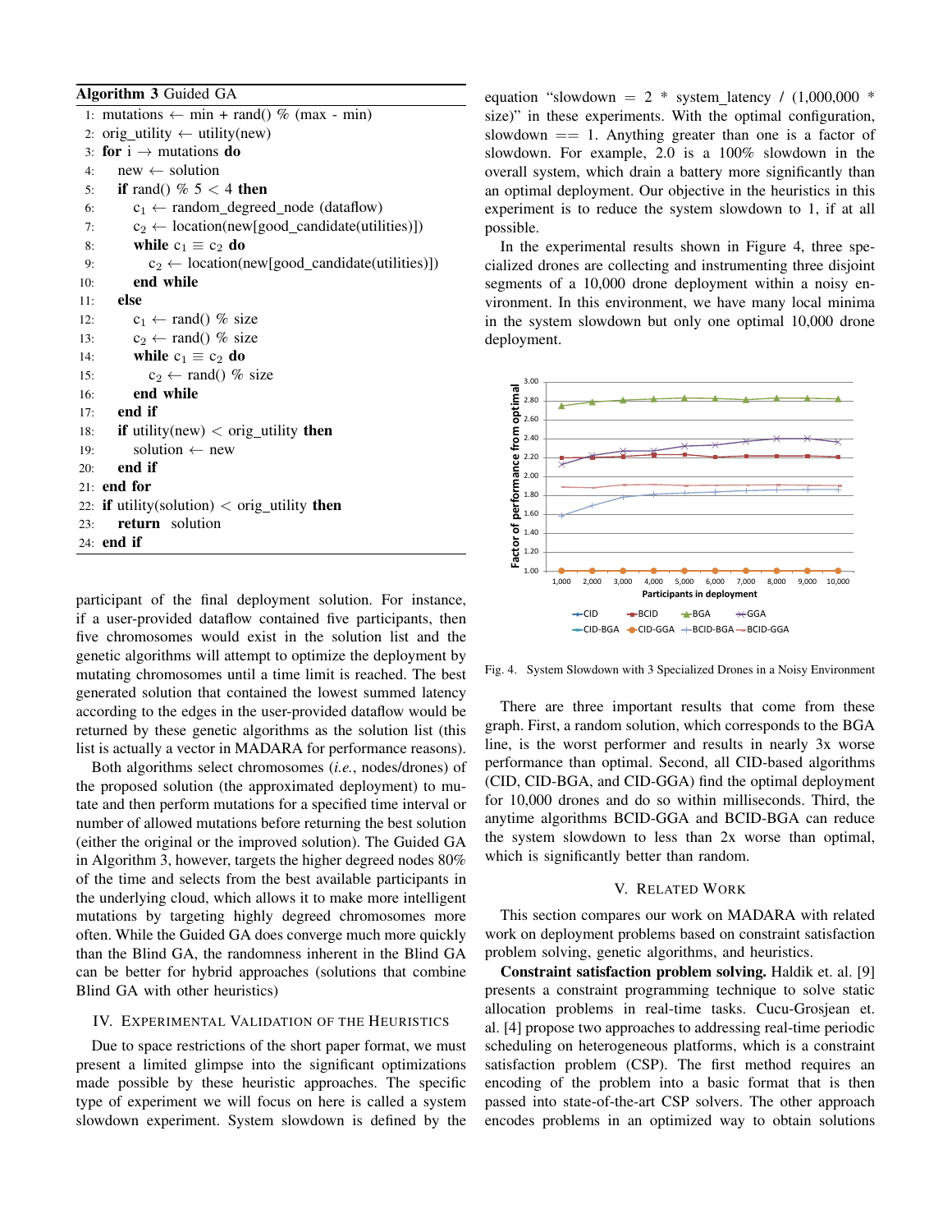**Algorithm 3** Guided GA

```
1:  mutations ← min + rand() % (max - min)
2:  orig_utility ← utility(new)
3:  for i → mutations do
4:      new ← solution
5:      if rand() % 5 < 4 then
6:          c1 ← random_degreed_node (dataflow)
7:          c2 ← location(new[good_candidate(utilities)])
8:          while c1 ≡ c2 do
9:              c2 ← location(new[good_candidate(utilities)])
10:         end while
11:     else
12:         c1 ← rand() % size
13:         c2 ← rand() % size
14:         while c1 ≡ c2 do
15:             c2 ← rand() % size
16:         end while
17:     end if
18:     if utility(new) < orig_utility then
19:         solution ← new
20:     end if
21: end for
22: if utility(solution) < orig_utility then
23:     return solution
24: end if
```

participant of the final deployment solution. For instance, if a user-provided dataflow contained five participants, then five chromosomes would exist in the solution list and the genetic algorithms will attempt to optimize the deployment by mutating chromosomes until a time limit is reached. The best generated solution that contained the lowest summed latency according to the edges in the user-provided dataflow would be returned by these genetic algorithms as the solution list (this list is actually a vector in MADARA for performance reasons).

Both algorithms select chromosomes (*i.e.*, nodes/drones) of the proposed solution (the approximated deployment) to mutate and then perform mutations for a specified time interval or number of allowed mutations before returning the best solution (either the original or the improved solution). The Guided GA in Algorithm 3, however, targets the higher degreed nodes 80% of the time and selects from the best available participants in the underlying cloud, which allows it to make more intelligent mutations by targeting highly degreed chromosomes more often. While the Guided GA does converge much more quickly than the Blind GA, the randomness inherent in the Blind GA can be better for hybrid approaches (solutions that combine Blind GA with other heuristics)

## IV. Experimental Validation of the Heuristics

Due to space restrictions of the short paper format, we must present a limited glimpse into the significant optimizations made possible by these heuristic approaches. The specific type of experiment we will focus on here is called a system slowdown experiment. System slowdown is defined by the equation "slowdown = 2 * system_latency / (1,000,000 * size)" in these experiments. With the optimal configuration, slowdown == 1. Anything greater than one is a factor of slowdown. For example, 2.0 is a 100% slowdown in the overall system, which drain a battery more significantly than an optimal deployment. Our objective in the heuristics in this experiment is to reduce the system slowdown to 1, if at all possible.

In the experimental results shown in Figure 4, three specialized drones are collecting and instrumenting three disjoint segments of a 10,000 drone deployment within a noisy environment. In this environment, we have many local minima in the system slowdown but only one optimal 10,000 drone deployment.

Fig. 4. System Slowdown with 3 Specialized Drones in a Noisy Environment

There are three important results that come from these graph. First, a random solution, which corresponds to the BGA line, is the worst performer and results in nearly 3x worse performance than optimal. Second, all CID-based algorithms (CID, CID-BGA, and CID-GGA) find the optimal deployment for 10,000 drones and do so within milliseconds. Third, the anytime algorithms BCID-GGA and BCID-BGA can reduce the system slowdown to less than 2x worse than optimal, which is significantly better than random.

## V. Related Work

This section compares our work on MADARA with related work on deployment problems based on constraint satisfaction problem solving, genetic algorithms, and heuristics.

**Constraint satisfaction problem solving.** Haldik et. al. [9] presents a constraint programming technique to solve static allocation problems in real-time tasks. Cucu-Grosjean et. al. [4] propose two approaches to addressing real-time periodic scheduling on heterogeneous platforms, which is a constraint satisfaction problem (CSP). The first method requires an encoding of the problem into a basic format that is then passed into state-of-the-art CSP solvers. The other approach encodes problems in an optimized way to obtain solutions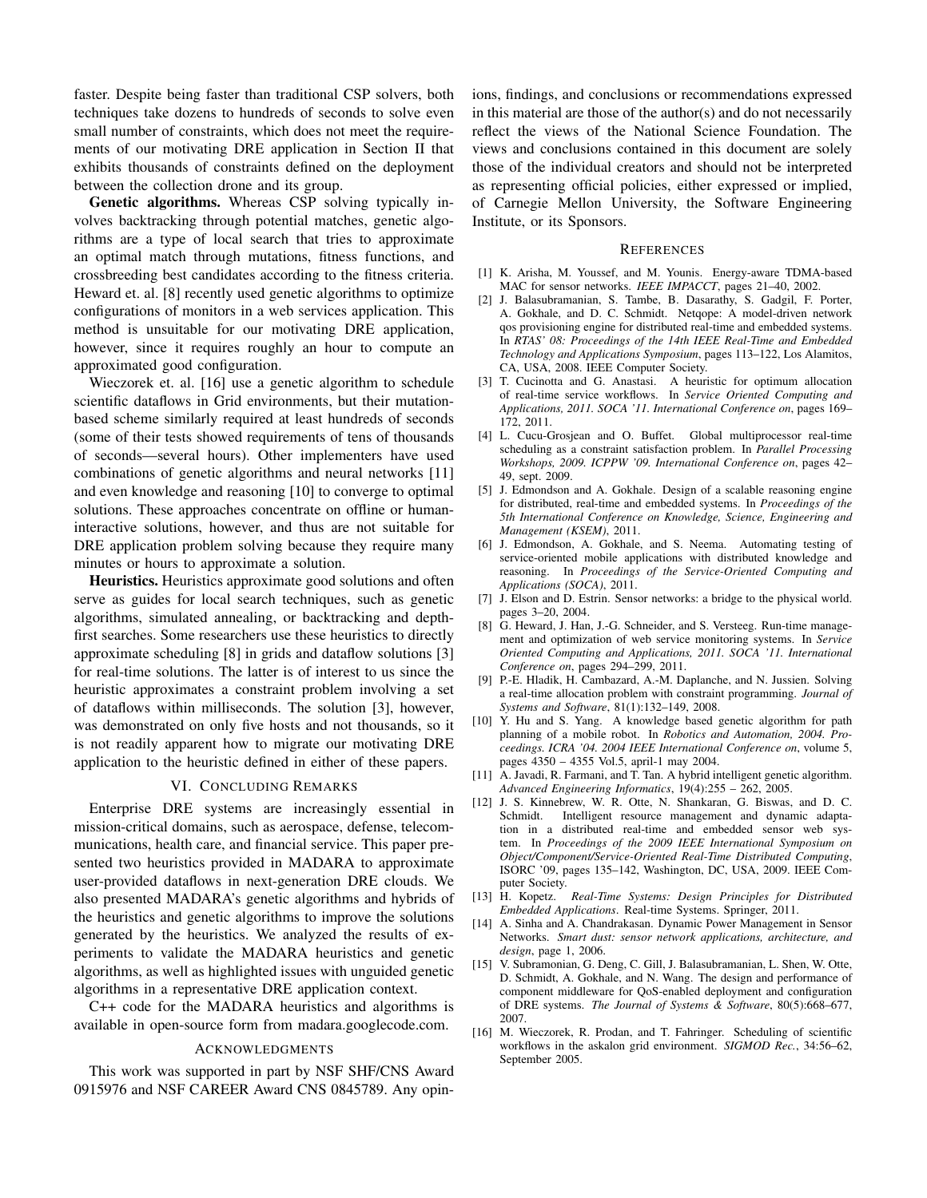faster. Despite being faster than traditional CSP solvers, both techniques take dozens to hundreds of seconds to solve even small number of constraints, which does not meet the requirements of our motivating DRE application in Section II that exhibits thousands of constraints defined on the deployment between the collection drone and its group.

**Genetic algorithms.** Whereas CSP solving typically involves backtracking through potential matches, genetic algorithms are a type of local search that tries to approximate an optimal match through mutations, fitness functions, and crossbreeding best candidates according to the fitness criteria. Heward et. al. [8] recently used genetic algorithms to optimize configurations of monitors in a web services application. This method is unsuitable for our motivating DRE application, however, since it requires roughly an hour to compute an approximated good configuration.

Wieczorek et. al. [16] use a genetic algorithm to schedule scientific dataflows in Grid environments, but their mutation-based scheme similarly required at least hundreds of seconds (some of their tests showed requirements of tens of thousands of seconds—several hours). Other implementers have used combinations of genetic algorithms and neural networks [11] and even knowledge and reasoning [10] to converge to optimal solutions. These approaches concentrate on offline or human-interactive solutions, however, and thus are not suitable for DRE application problem solving because they require many minutes or hours to approximate a solution.

**Heuristics.** Heuristics approximate good solutions and often serve as guides for local search techniques, such as genetic algorithms, simulated annealing, or backtracking and depth-first searches. Some researchers use these heuristics to directly approximate scheduling [8] in grids and dataflow solutions [3] for real-time solutions. The latter is of interest to us since the heuristic approximates a constraint problem involving a set of dataflows within milliseconds. The solution [3], however, was demonstrated on only five hosts and not thousands, so it is not readily apparent how to migrate our motivating DRE application to the heuristic defined in either of these papers.

## VI. Concluding Remarks

Enterprise DRE systems are increasingly essential in mission-critical domains, such as aerospace, defense, telecommunications, health care, and financial service. This paper presented two heuristics provided in MADARA to approximate user-provided dataflows in next-generation DRE clouds. We also presented MADARA's genetic algorithms and hybrids of the heuristics and genetic algorithms to improve the solutions generated by the heuristics. We analyzed the results of experiments to validate the MADARA heuristics and genetic algorithms, as well as highlighted issues with unguided genetic algorithms in a representative DRE application context.

C++ code for the MADARA heuristics and algorithms is available in open-source form from madara.googlecode.com.

## Acknowledgments

This work was supported in part by NSF SHF/CNS Award 0915976 and NSF CAREER Award CNS 0845789. Any opinions, findings, and conclusions or recommendations expressed in this material are those of the author(s) and do not necessarily reflect the views of the National Science Foundation. The views and conclusions contained in this document are solely those of the individual creators and should not be interpreted as representing official policies, either expressed or implied, of Carnegie Mellon University, the Software Engineering Institute, or its Sponsors.

## References

[1] K. Arisha, M. Youssef, and M. Younis. Energy-aware TDMA-based MAC for sensor networks. *IEEE IMPACCT*, pages 21–40, 2002.

[2] J. Balasubramanian, S. Tambe, B. Dasarathy, S. Gadgil, F. Porter, A. Gokhale, and D. C. Schmidt. Netqope: A model-driven network qos provisioning engine for distributed real-time and embedded systems. In *RTAS' 08: Proceedings of the 14th IEEE Real-Time and Embedded Technology and Applications Symposium*, pages 113–122, Los Alamitos, CA, USA, 2008. IEEE Computer Society.

[3] T. Cucinotta and G. Anastasi. A heuristic for optimum allocation of real-time service workflows. In *Service Oriented Computing and Applications, 2011. SOCA '11. International Conference on*, pages 169–172, 2011.

[4] L. Cucu-Grosjean and O. Buffet. Global multiprocessor real-time scheduling as a constraint satisfaction problem. In *Parallel Processing Workshops, 2009. ICPPW '09. International Conference on*, pages 42–49, sept. 2009.

[5] J. Edmondson and A. Gokhale. Design of a scalable reasoning engine for distributed, real-time and embedded systems. In *Proceedings of the 5th International Conference on Knowledge, Science, Engineering and Management (KSEM)*, 2011.

[6] J. Edmondson, A. Gokhale, and S. Neema. Automating testing of service-oriented mobile applications with distributed knowledge and reasoning. In *Proceedings of the Service-Oriented Computing and Applications (SOCA)*, 2011.

[7] J. Elson and D. Estrin. Sensor networks: a bridge to the physical world. pages 3–20, 2004.

[8] G. Heward, J. Han, J.-G. Schneider, and S. Versteeg. Run-time management and optimization of web service monitoring systems. In *Service Oriented Computing and Applications, 2011. SOCA '11. International Conference on*, pages 294–299, 2011.

[9] P.-E. Hladik, H. Cambazard, A.-M. Daplanche, and N. Jussien. Solving a real-time allocation problem with constraint programming. *Journal of Systems and Software*, 81(1):132–149, 2008.

[10] Y. Hu and S. Yang. A knowledge based genetic algorithm for path planning of a mobile robot. In *Robotics and Automation, 2004. Proceedings. ICRA '04. 2004 IEEE International Conference on*, volume 5, pages 4350 – 4355 Vol.5, april-1 may 2004.

[11] A. Javadi, R. Farmani, and T. Tan. A hybrid intelligent genetic algorithm. *Advanced Engineering Informatics*, 19(4):255 – 262, 2005.

[12] J. S. Kinnebrew, W. R. Otte, N. Shankaran, G. Biswas, and D. C. Schmidt. Intelligent resource management and dynamic adaptation in a distributed real-time and embedded sensor web system. In *Proceedings of the 2009 IEEE International Symposium on Object/Component/Service-Oriented Real-Time Distributed Computing*, ISORC '09, pages 135–142, Washington, DC, USA, 2009. IEEE Computer Society.

[13] H. Kopetz. *Real-Time Systems: Design Principles for Distributed Embedded Applications*. Real-time Systems. Springer, 2011.

[14] A. Sinha and A. Chandrakasan. Dynamic Power Management in Sensor Networks. *Smart dust: sensor network applications, architecture, and design*, page 1, 2006.

[15] V. Subramonian, G. Deng, C. Gill, J. Balasubramanian, L. Shen, W. Otte, D. Schmidt, A. Gokhale, and N. Wang. The design and performance of component middleware for QoS-enabled deployment and configuration of DRE systems. *The Journal of Systems & Software*, 80(5):668–677, 2007.

[16] M. Wieczorek, R. Prodan, and T. Fahringer. Scheduling of scientific workflows in the askalon grid environment. *SIGMOD Rec.*, 34:56–62, September 2005.